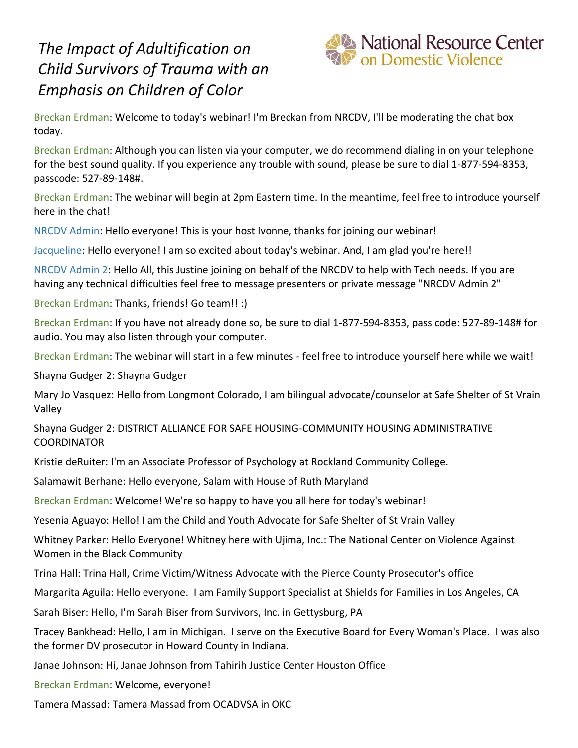# *The Impact of Adultification on Child Survivors of Trauma with an Emphasis on Children of Color*

National Resource Center on Domestic Violence

Breckan Erdman: Welcome to today's webinar! I'm Breckan from NRCDV, I'll be moderating the chat box today.

Breckan Erdman: Although you can listen via your computer, we do recommend dialing in on your telephone for the best sound quality. If you experience any trouble with sound, please be sure to dial 1-877-594-8353, passcode: 527-89-148#.

Breckan Erdman: The webinar will begin at 2pm Eastern time. In the meantime, feel free to introduce yourself here in the chat!

NRCDV Admin: Hello everyone! This is your host Ivonne, thanks for joining our webinar!

Jacqueline: Hello everyone! I am so excited about today's webinar. And, I am glad you're here!!

NRCDV Admin 2: Hello All, this Justine joining on behalf of the NRCDV to help with Tech needs. If you are having any technical difficulties feel free to message presenters or private message "NRCDV Admin 2"

Breckan Erdman: Thanks, friends! Go team!! :)

Breckan Erdman: If you have not already done so, be sure to dial 1-877-594-8353, pass code: 527-89-148# for audio. You may also listen through your computer.

Breckan Erdman: The webinar will start in a few minutes - feel free to introduce yourself here while we wait!

Shayna Gudger 2: Shayna Gudger

Mary Jo Vasquez: Hello from Longmont Colorado, I am bilingual advocate/counselor at Safe Shelter of St Vrain Valley

Shayna Gudger 2: DISTRICT ALLIANCE FOR SAFE HOUSING-COMMUNITY HOUSING ADMINISTRATIVE COORDINATOR

Kristie deRuiter: I'm an Associate Professor of Psychology at Rockland Community College.

Salamawit Berhane: Hello everyone, Salam with House of Ruth Maryland

Breckan Erdman: Welcome! We're so happy to have you all here for today's webinar!

Yesenia Aguayo: Hello! I am the Child and Youth Advocate for Safe Shelter of St Vrain Valley

Whitney Parker: Hello Everyone! Whitney here with Ujima, Inc.: The National Center on Violence Against Women in the Black Community

Trina Hall: Trina Hall, Crime Victim/Witness Advocate with the Pierce County Prosecutor's office

Margarita Aguila: Hello everyone. I am Family Support Specialist at Shields for Families in Los Angeles, CA

Sarah Biser: Hello, I'm Sarah Biser from Survivors, Inc. in Gettysburg, PA

Tracey Bankhead: Hello, I am in Michigan. I serve on the Executive Board for Every Woman's Place. I was also the former DV prosecutor in Howard County in Indiana.

Janae Johnson: Hi, Janae Johnson from Tahirih Justice Center Houston Office

Breckan Erdman: Welcome, everyone!

Tamera Massad: Tamera Massad from OCADVSA in OKC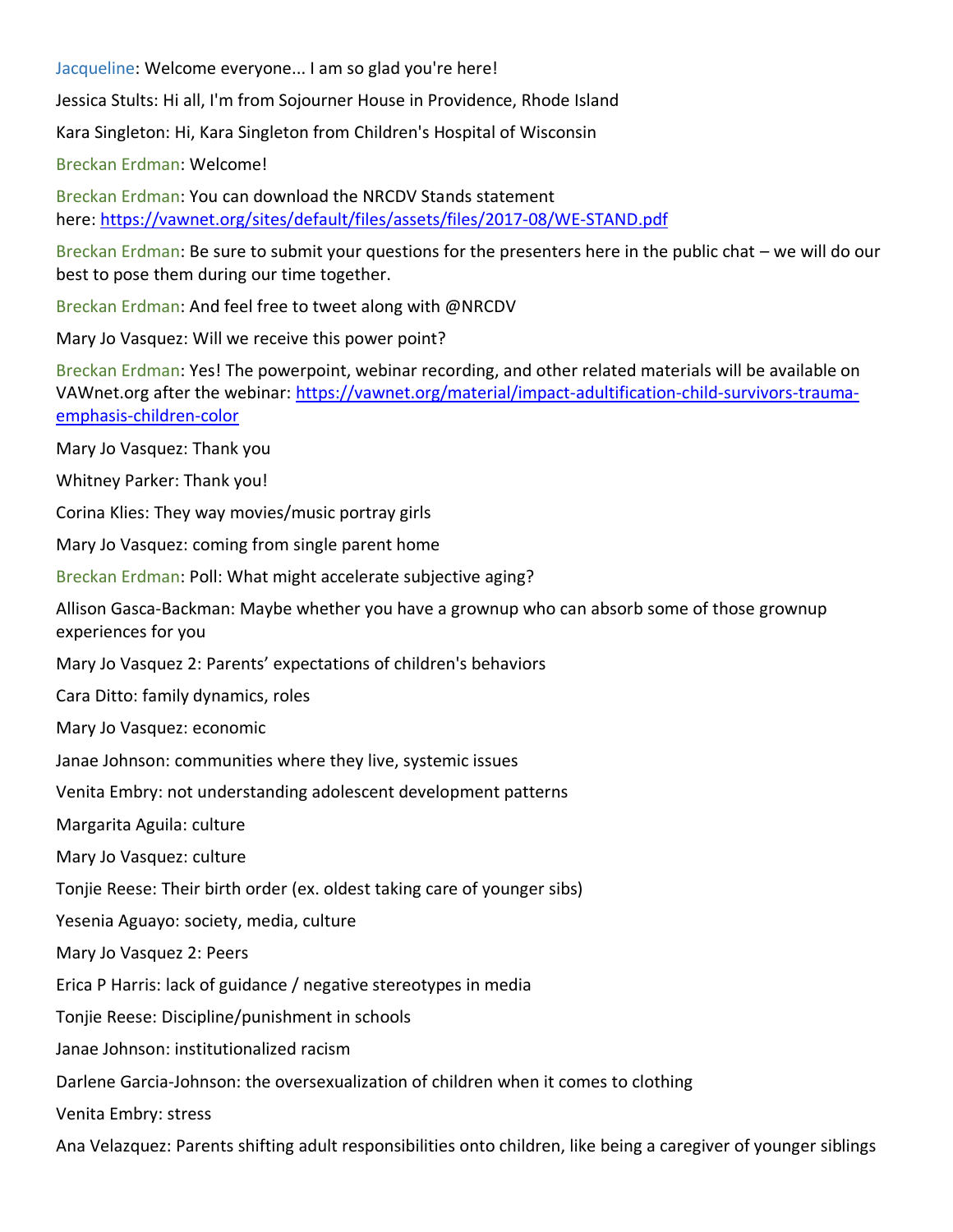Jacqueline: Welcome everyone... I am so glad you're here!

Jessica Stults: Hi all, I'm from Sojourner House in Providence, Rhode Island

Kara Singleton: Hi, Kara Singleton from Children's Hospital of Wisconsin

Breckan Erdman: Welcome!

Breckan Erdman: You can download the NRCDV Stands statement here: [https://vawnet.org/sites/default/files/assets/files/2017-08/WE-STAND.pdf](https://vawnet.org/sites/default/files/assets/files/2017-08/WE-STAND.pdf)

Breckan Erdman: Be sure to submit your questions for the presenters here in the public chat – we will do our best to pose them during our time together.

Breckan Erdman: And feel free to tweet along with @NRCDV

Mary Jo Vasquez: Will we receive this power point?

Breckan Erdman: Yes! The powerpoint, webinar recording, and other related materials will be available on VAWnet.org after the webinar: [https://vawnet.org/material/impact-adultification-child-survivors-trauma-emphasis-children-color](https://vawnet.org/material/impact-adultification-child-survivors-trauma-emphasis-children-color)

Mary Jo Vasquez: Thank you

Whitney Parker: Thank you!

Corina Klies: They way movies/music portray girls

Mary Jo Vasquez: coming from single parent home

Breckan Erdman: Poll: What might accelerate subjective aging?

Allison Gasca-Backman: Maybe whether you have a grownup who can absorb some of those grownup experiences for you

Mary Jo Vasquez 2: Parents' expectations of children's behaviors

Cara Ditto: family dynamics, roles

Mary Jo Vasquez: economic

Janae Johnson: communities where they live, systemic issues

Venita Embry: not understanding adolescent development patterns

Margarita Aguila: culture

Mary Jo Vasquez: culture

Tonjie Reese: Their birth order (ex. oldest taking care of younger sibs)

Yesenia Aguayo: society, media, culture

Mary Jo Vasquez 2: Peers

Erica P Harris: lack of guidance / negative stereotypes in media

Tonjie Reese: Discipline/punishment in schools

Janae Johnson: institutionalized racism

Darlene Garcia-Johnson: the oversexualization of children when it comes to clothing

Venita Embry: stress

Ana Velazquez: Parents shifting adult responsibilities onto children, like being a caregiver of younger siblings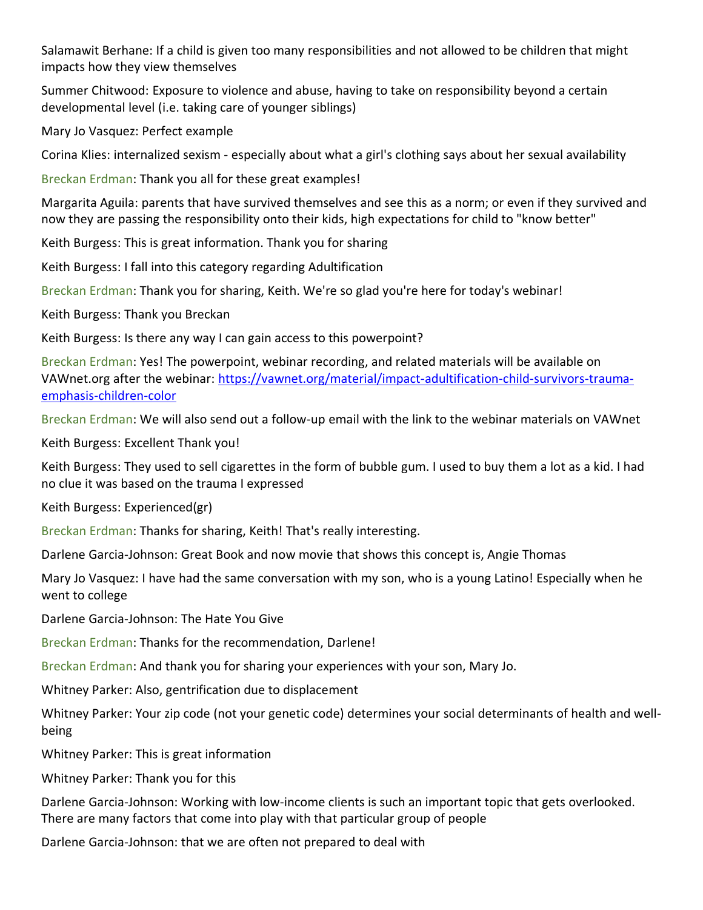Salamawit Berhane: If a child is given too many responsibilities and not allowed to be children that might impacts how they view themselves

Summer Chitwood: Exposure to violence and abuse, having to take on responsibility beyond a certain developmental level (i.e. taking care of younger siblings)

Mary Jo Vasquez: Perfect example

Corina Klies: internalized sexism - especially about what a girl's clothing says about her sexual availability

Breckan Erdman: Thank you all for these great examples!

Margarita Aguila: parents that have survived themselves and see this as a norm; or even if they survived and now they are passing the responsibility onto their kids, high expectations for child to "know better"

Keith Burgess: This is great information. Thank you for sharing

Keith Burgess: I fall into this category regarding Adultification

Breckan Erdman: Thank you for sharing, Keith. We're so glad you're here for today's webinar!

Keith Burgess: Thank you Breckan

Keith Burgess: Is there any way I can gain access to this powerpoint?

Breckan Erdman: Yes! The powerpoint, webinar recording, and related materials will be available on VAWnet.org after the webinar: [https://vawnet.org/material/impact-adultification-child-survivors-trauma-emphasis-children-color](https://vawnet.org/material/impact-adultification-child-survivors-trauma-emphasis-children-color)

Breckan Erdman: We will also send out a follow-up email with the link to the webinar materials on VAWnet

Keith Burgess: Excellent Thank you!

Keith Burgess: They used to sell cigarettes in the form of bubble gum. I used to buy them a lot as a kid. I had no clue it was based on the trauma I expressed

Keith Burgess: Experienced(gr)

Breckan Erdman: Thanks for sharing, Keith! That's really interesting.

Darlene Garcia-Johnson: Great Book and now movie that shows this concept is, Angie Thomas

Mary Jo Vasquez: I have had the same conversation with my son, who is a young Latino! Especially when he went to college

Darlene Garcia-Johnson: The Hate You Give

Breckan Erdman: Thanks for the recommendation, Darlene!

Breckan Erdman: And thank you for sharing your experiences with your son, Mary Jo.

Whitney Parker: Also, gentrification due to displacement

Whitney Parker: Your zip code (not your genetic code) determines your social determinants of health and well-being

Whitney Parker: This is great information

Whitney Parker: Thank you for this

Darlene Garcia-Johnson: Working with low-income clients is such an important topic that gets overlooked. There are many factors that come into play with that particular group of people

Darlene Garcia-Johnson: that we are often not prepared to deal with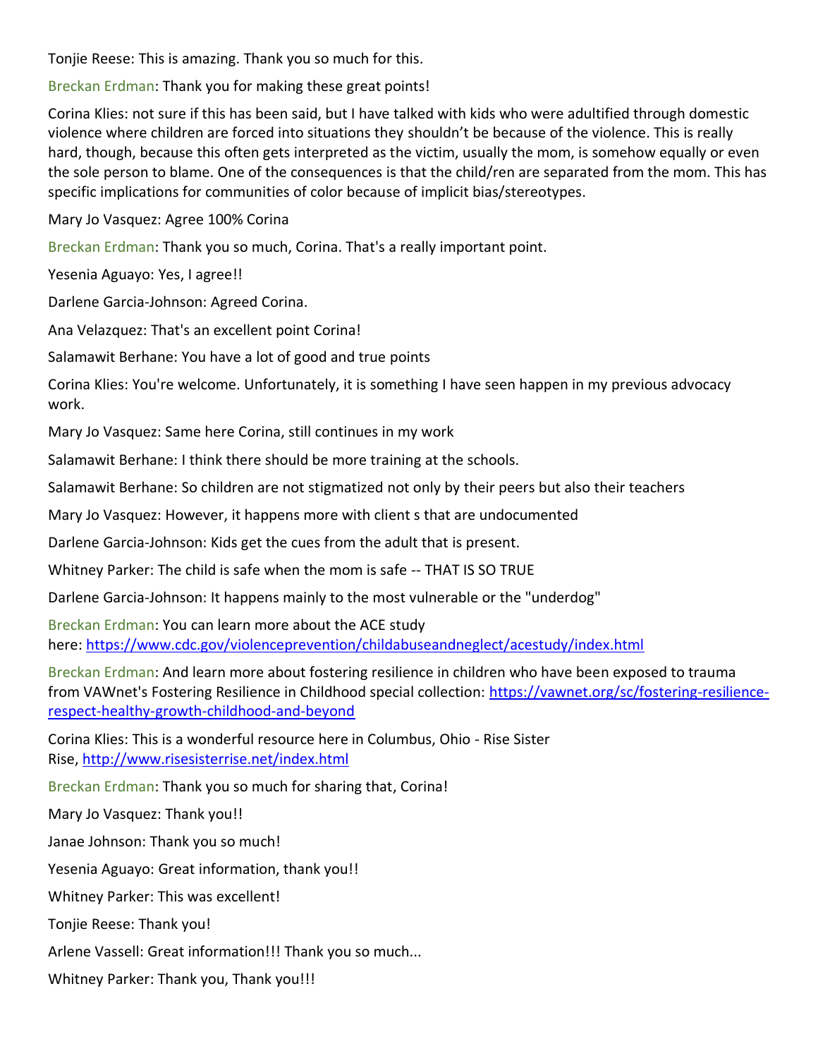Tonjie Reese: This is amazing. Thank you so much for this.

Breckan Erdman: Thank you for making these great points!

Corina Klies: not sure if this has been said, but I have talked with kids who were adultified through domestic violence where children are forced into situations they shouldn't be because of the violence. This is really hard, though, because this often gets interpreted as the victim, usually the mom, is somehow equally or even the sole person to blame. One of the consequences is that the child/ren are separated from the mom. This has specific implications for communities of color because of implicit bias/stereotypes.

Mary Jo Vasquez: Agree 100% Corina

Breckan Erdman: Thank you so much, Corina. That's a really important point.

Yesenia Aguayo: Yes, I agree!!

Darlene Garcia-Johnson: Agreed Corina.

Ana Velazquez: That's an excellent point Corina!

Salamawit Berhane: You have a lot of good and true points

Corina Klies: You're welcome. Unfortunately, it is something I have seen happen in my previous advocacy work.

Mary Jo Vasquez: Same here Corina, still continues in my work

Salamawit Berhane: I think there should be more training at the schools.

Salamawit Berhane: So children are not stigmatized not only by their peers but also their teachers

Mary Jo Vasquez: However, it happens more with client s that are undocumented

Darlene Garcia-Johnson: Kids get the cues from the adult that is present.

Whitney Parker: The child is safe when the mom is safe -- THAT IS SO TRUE

Darlene Garcia-Johnson: It happens mainly to the most vulnerable or the "underdog"

Breckan Erdman: You can learn more about the ACE study here: https://www.cdc.gov/violenceprevention/childabuseandneglect/acestudy/index.html

Breckan Erdman: And learn more about fostering resilience in children who have been exposed to trauma from VAWnet's Fostering Resilience in Childhood special collection: https://vawnet.org/sc/fostering-resilience-respect-healthy-growth-childhood-and-beyond

Corina Klies: This is a wonderful resource here in Columbus, Ohio - Rise Sister Rise, http://www.risesisterrise.net/index.html

Breckan Erdman: Thank you so much for sharing that, Corina!

Mary Jo Vasquez: Thank you!!

Janae Johnson: Thank you so much!

Yesenia Aguayo: Great information, thank you!!

Whitney Parker: This was excellent!

Tonjie Reese: Thank you!

Arlene Vassell: Great information!!! Thank you so much...

Whitney Parker: Thank you, Thank you!!!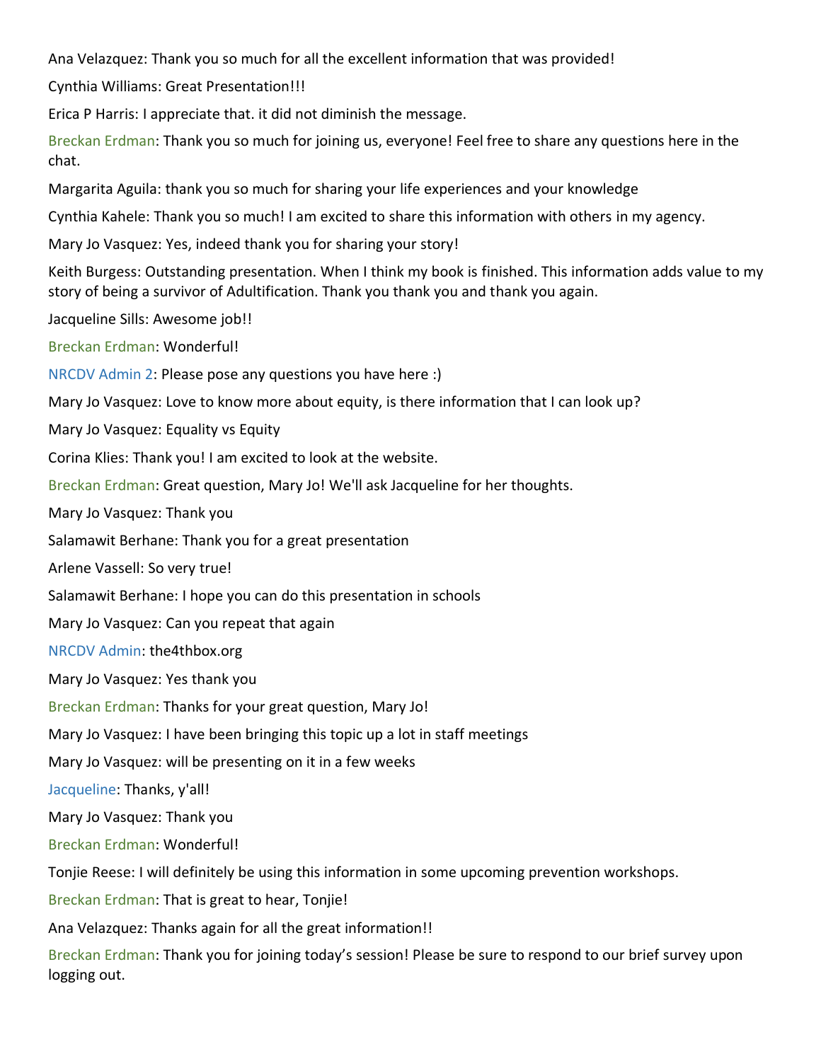Ana Velazquez: Thank you so much for all the excellent information that was provided!

Cynthia Williams: Great Presentation!!!

Erica P Harris: I appreciate that. it did not diminish the message.

Breckan Erdman: Thank you so much for joining us, everyone! Feel free to share any questions here in the chat.

Margarita Aguila: thank you so much for sharing your life experiences and your knowledge

Cynthia Kahele: Thank you so much! I am excited to share this information with others in my agency.

Mary Jo Vasquez: Yes, indeed thank you for sharing your story!

Keith Burgess: Outstanding presentation. When I think my book is finished. This information adds value to my story of being a survivor of Adultification. Thank you thank you and thank you again.

Jacqueline Sills: Awesome job!!

Breckan Erdman: Wonderful!

NRCDV Admin 2: Please pose any questions you have here :)

Mary Jo Vasquez: Love to know more about equity, is there information that I can look up?

Mary Jo Vasquez: Equality vs Equity

Corina Klies: Thank you! I am excited to look at the website.

Breckan Erdman: Great question, Mary Jo! We'll ask Jacqueline for her thoughts.

Mary Jo Vasquez: Thank you

Salamawit Berhane: Thank you for a great presentation

Arlene Vassell: So very true!

Salamawit Berhane: I hope you can do this presentation in schools

Mary Jo Vasquez: Can you repeat that again

NRCDV Admin: the4thbox.org

Mary Jo Vasquez: Yes thank you

Breckan Erdman: Thanks for your great question, Mary Jo!

Mary Jo Vasquez: I have been bringing this topic up a lot in staff meetings

Mary Jo Vasquez: will be presenting on it in a few weeks

Jacqueline: Thanks, y'all!

Mary Jo Vasquez: Thank you

Breckan Erdman: Wonderful!

Tonjie Reese: I will definitely be using this information in some upcoming prevention workshops.

Breckan Erdman: That is great to hear, Tonjie!

Ana Velazquez: Thanks again for all the great information!!

Breckan Erdman: Thank you for joining today's session! Please be sure to respond to our brief survey upon logging out.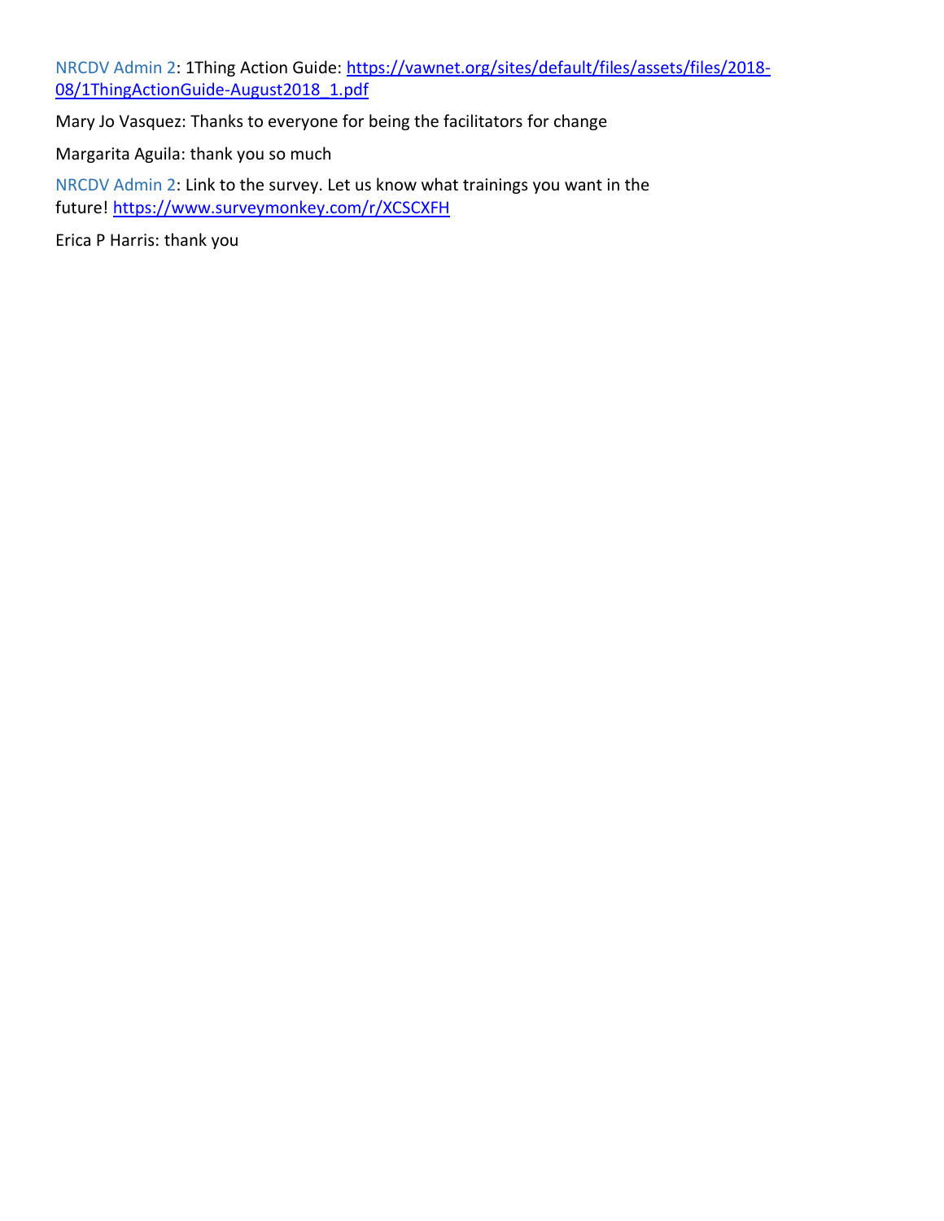NRCDV Admin 2: 1Thing Action Guide: https://vawnet.org/sites/default/files/assets/files/2018-08/1ThingActionGuide-August2018_1.pdf

Mary Jo Vasquez: Thanks to everyone for being the facilitators for change

Margarita Aguila: thank you so much

NRCDV Admin 2: Link to the survey. Let us know what trainings you want in the future! https://www.surveymonkey.com/r/XCSCXFH

Erica P Harris: thank you